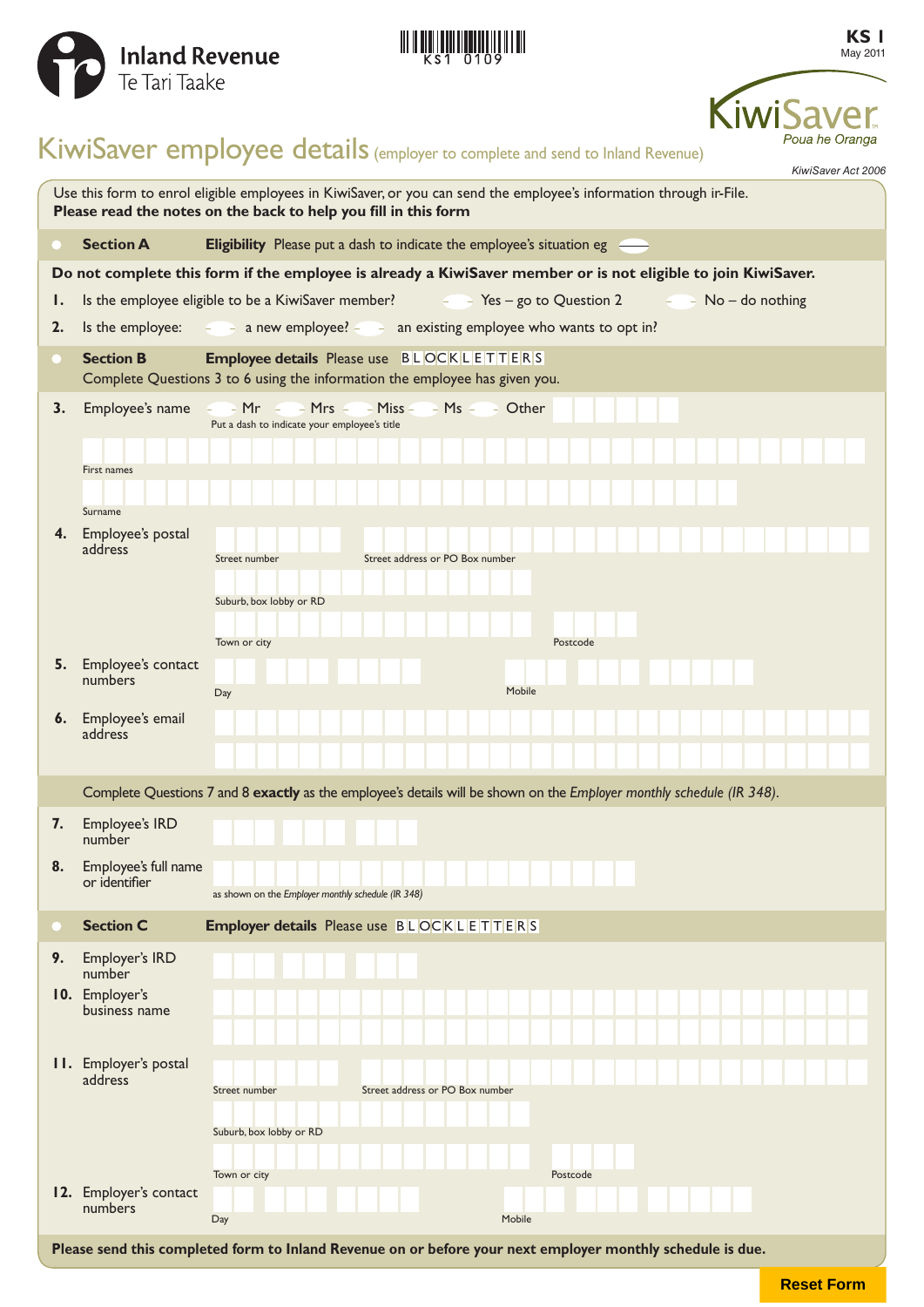Inland Revenue
Te Tari Taake

KS1 0109

**KS 1**
May 2011

KiwiSaver
Poua he Oranga

# KiwiSaver employee details (employer to complete and send to Inland Revenue)

*KiwiSaver Act 2006*

Use this form to enrol eligible employees in KiwiSaver, or you can send the employee's information through ir-File.
**Please read the notes on the back to help you fill in this form**

## Section A — Eligibility

**Eligibility** Please put a dash to indicate the employee's situation eg

**Do not complete this form if the employee is already a KiwiSaver member or is not eligible to join KiwiSaver.**

**1.** Is the employee eligible to be a KiwiSaver member? Yes – go to Question 2 No – do nothing

**2.** Is the employee: a new employee? an existing employee who wants to opt in?

## Section B — Employee details

**Employee details** Please use BLOCK LETTERS
Complete Questions 3 to 6 using the information the employee has given you.

**3.** Employee's name Mr Mrs Miss Ms Other
Put a dash to indicate your employee's title

First names

Surname

**4.** Employee's postal address
Street number
Street address or PO Box number
Suburb, box lobby or RD
Town or city
Postcode

**5.** Employee's contact numbers
Day
Mobile

**6.** Employee's email address

Complete Questions 7 and 8 **exactly** as the employee's details will be shown on the *Employer monthly schedule (IR 348)*.

**7.** Employee's IRD number

**8.** Employee's full name or identifier
as shown on the *Employer monthly schedule (IR 348)*

## Section C — Employer details

**Employer details** Please use BLOCK LETTERS

**9.** Employer's IRD number

**10.** Employer's business name

**11.** Employer's postal address
Street number
Street address or PO Box number
Suburb, box lobby or RD
Town or city
Postcode

**12.** Employer's contact numbers
Day
Mobile

**Please send this completed form to Inland Revenue on or before your next employer monthly schedule is due.**

Reset Form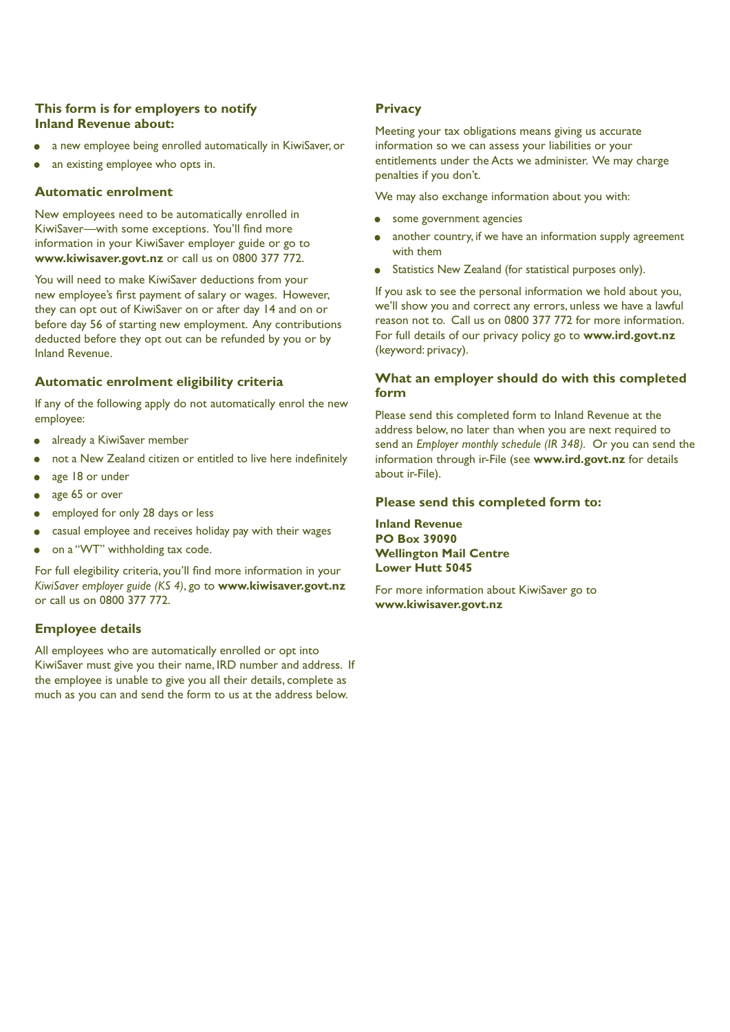### This form is for employers to notify Inland Revenue about:

- a new employee being enrolled automatically in KiwiSaver, or
- an existing employee who opts in.

### Automatic enrolment

New employees need to be automatically enrolled in KiwiSaver—with some exceptions. You'll find more information in your KiwiSaver employer guide or go to **www.kiwisaver.govt.nz** or call us on 0800 377 772.

You will need to make KiwiSaver deductions from your new employee's first payment of salary or wages. However, they can opt out of KiwiSaver on or after day 14 and on or before day 56 of starting new employment. Any contributions deducted before they opt out can be refunded by you or by Inland Revenue.

### Automatic enrolment eligibility criteria

If any of the following apply do not automatically enrol the new employee:

- already a KiwiSaver member
- not a New Zealand citizen or entitled to live here indefinitely
- age 18 or under
- age 65 or over
- employed for only 28 days or less
- casual employee and receives holiday pay with their wages
- on a "WT" withholding tax code.

For full elegibility criteria, you'll find more information in your *KiwiSaver employer guide (KS 4)*, go to **www.kiwisaver.govt.nz** or call us on 0800 377 772.

### Employee details

All employees who are automatically enrolled or opt into KiwiSaver must give you their name, IRD number and address. If the employee is unable to give you all their details, complete as much as you can and send the form to us at the address below.

### Privacy

Meeting your tax obligations means giving us accurate information so we can assess your liabilities or your entitlements under the Acts we administer. We may charge penalties if you don't.

We may also exchange information about you with:

- some government agencies
- another country, if we have an information supply agreement with them
- Statistics New Zealand (for statistical purposes only).

If you ask to see the personal information we hold about you, we'll show you and correct any errors, unless we have a lawful reason not to. Call us on 0800 377 772 for more information. For full details of our privacy policy go to **www.ird.govt.nz** (keyword: privacy).

### What an employer should do with this completed form

Please send this completed form to Inland Revenue at the address below, no later than when you are next required to send an *Employer monthly schedule (IR 348)*. Or you can send the information through ir-File (see **www.ird.govt.nz** for details about ir-File).

### Please send this completed form to:

**Inland Revenue**
**PO Box 39090**
**Wellington Mail Centre**
**Lower Hutt 5045**

For more information about KiwiSaver go to **www.kiwisaver.govt.nz**